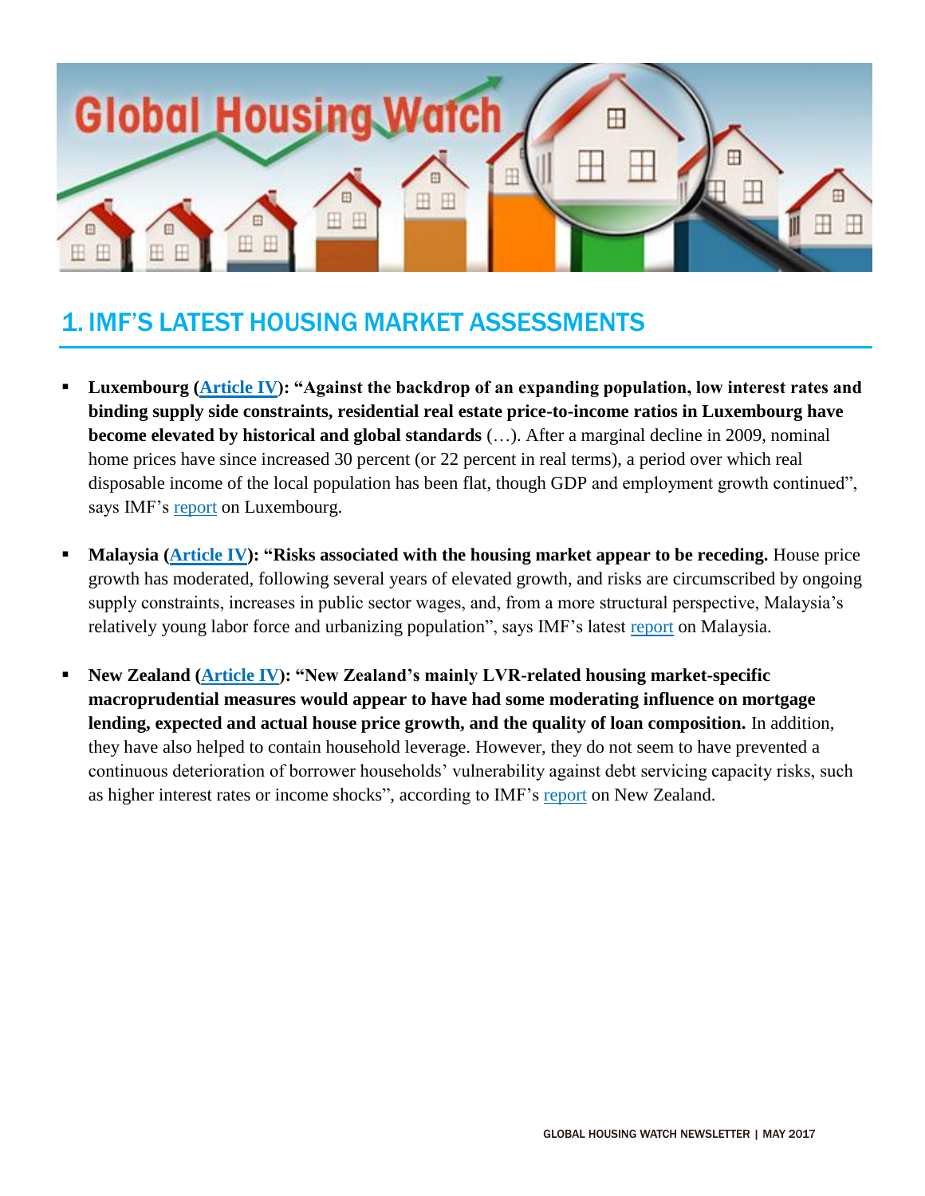# 1. IMF'S LATEST HOUSING MARKET ASSESSMENTS

- **Luxembourg (Article IV): "Against the backdrop of an expanding population, low interest rates and binding supply side constraints, residential real estate price-to-income ratios in Luxembourg have become elevated by historical and global standards** (…). After a marginal decline in 2009, nominal home prices have since increased 30 percent (or 22 percent in real terms), a period over which real disposable income of the local population has been flat, though GDP and employment growth continued", says IMF's report on Luxembourg.

- **Malaysia (Article IV): "Risks associated with the housing market appear to be receding.** House price growth has moderated, following several years of elevated growth, and risks are circumscribed by ongoing supply constraints, increases in public sector wages, and, from a more structural perspective, Malaysia's relatively young labor force and urbanizing population", says IMF's latest report on Malaysia.

- **New Zealand (Article IV): "New Zealand's mainly LVR-related housing market-specific macroprudential measures would appear to have had some moderating influence on mortgage lending, expected and actual house price growth, and the quality of loan composition.** In addition, they have also helped to contain household leverage. However, they do not seem to have prevented a continuous deterioration of borrower households' vulnerability against debt servicing capacity risks, such as higher interest rates or income shocks", according to IMF's report on New Zealand.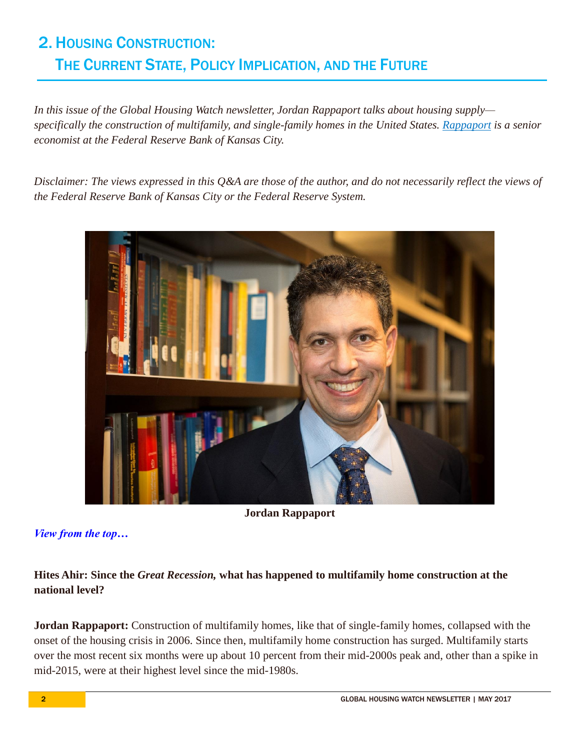## 2. Housing Construction: The Current State, Policy Implication, and the Future

*In this issue of the Global Housing Watch newsletter, Jordan Rappaport talks about housing supply—specifically the construction of multifamily, and single-family homes in the United States. [Rappaport](#) is a senior economist at the Federal Reserve Bank of Kansas City.*

*Disclaimer: The views expressed in this Q&A are those of the author, and do not necessarily reflect the views of the Federal Reserve Bank of Kansas City or the Federal Reserve System.*

**Jordan Rappaport**

***View from the top…***

**Hites Ahir: Since the *Great Recession,* what has happened to multifamily home construction at the national level?**

**Jordan Rappaport:** Construction of multifamily homes, like that of single-family homes, collapsed with the onset of the housing crisis in 2006. Since then, multifamily home construction has surged. Multifamily starts over the most recent six months were up about 10 percent from their mid-2000s peak and, other than a spike in mid-2015, were at their highest level since the mid-1980s.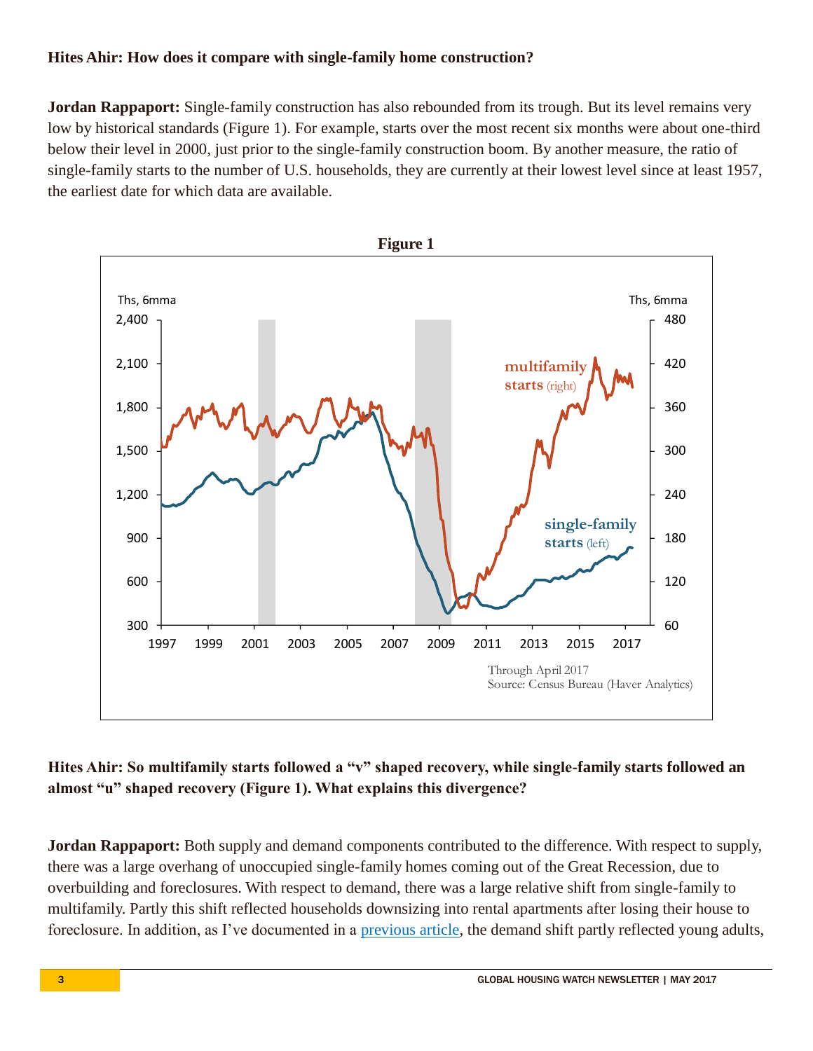**Hites Ahir: How does it compare with single-family home construction?**

**Jordan Rappaport:** Single-family construction has also rebounded from its trough. But its level remains very low by historical standards (Figure 1). For example, starts over the most recent six months were about one-third below their level in 2000, just prior to the single-family construction boom. By another measure, the ratio of single-family starts to the number of U.S. households, they are currently at their lowest level since at least 1957, the earliest date for which data are available.

**Figure 1**

Through April 2017
Source: Census Bureau (Haver Analytics)

**Hites Ahir: So multifamily starts followed a "v" shaped recovery, while single-family starts followed an almost "u" shaped recovery (Figure 1). What explains this divergence?**

**Jordan Rappaport:** Both supply and demand components contributed to the difference. With respect to supply, there was a large overhang of unoccupied single-family homes coming out of the Great Recession, due to overbuilding and foreclosures. With respect to demand, there was a large relative shift from single-family to multifamily. Partly this shift reflected households downsizing into rental apartments after losing their house to foreclosure. In addition, as I've documented in a previous article, the demand shift partly reflected young adults,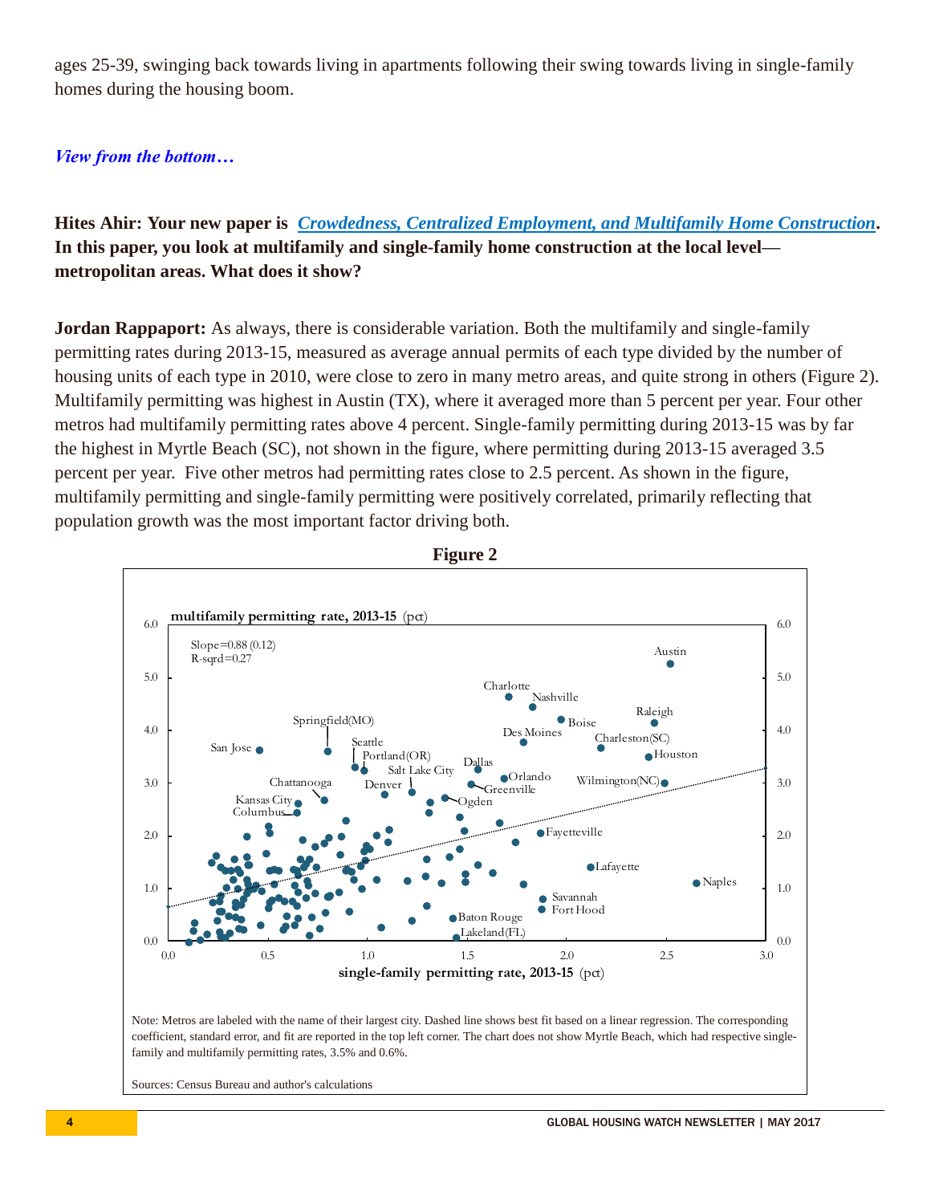ages 25-39, swinging back towards living in apartments following their swing towards living in single-family homes during the housing boom.

## *View from the bottom…*

**Hites Ahir: Your new paper is [*Crowdedness, Centralized Employment, and Multifamily Home Construction*](). In this paper, you look at multifamily and single-family home construction at the local level—metropolitan areas. What does it show?**

**Jordan Rappaport:** As always, there is considerable variation. Both the multifamily and single-family permitting rates during 2013-15, measured as average annual permits of each type divided by the number of housing units of each type in 2010, were close to zero in many metro areas, and quite strong in others (Figure 2). Multifamily permitting was highest in Austin (TX), where it averaged more than 5 percent per year. Four other metros had multifamily permitting rates above 4 percent. Single-family permitting during 2013-15 was by far the highest in Myrtle Beach (SC), not shown in the figure, where permitting during 2013-15 averaged 3.5 percent per year. Five other metros had permitting rates close to 2.5 percent. As shown in the figure, multifamily permitting and single-family permitting were positively correlated, primarily reflecting that population growth was the most important factor driving both.

**Figure 2**

Note: Metros are labeled with the name of their largest city. Dashed line shows best fit based on a linear regression. The corresponding coefficient, standard error, and fit are reported in the top left corner. The chart does not show Myrtle Beach, which had respective single-family and multifamily permitting rates, 3.5% and 0.6%.

Sources: Census Bureau and author's calculations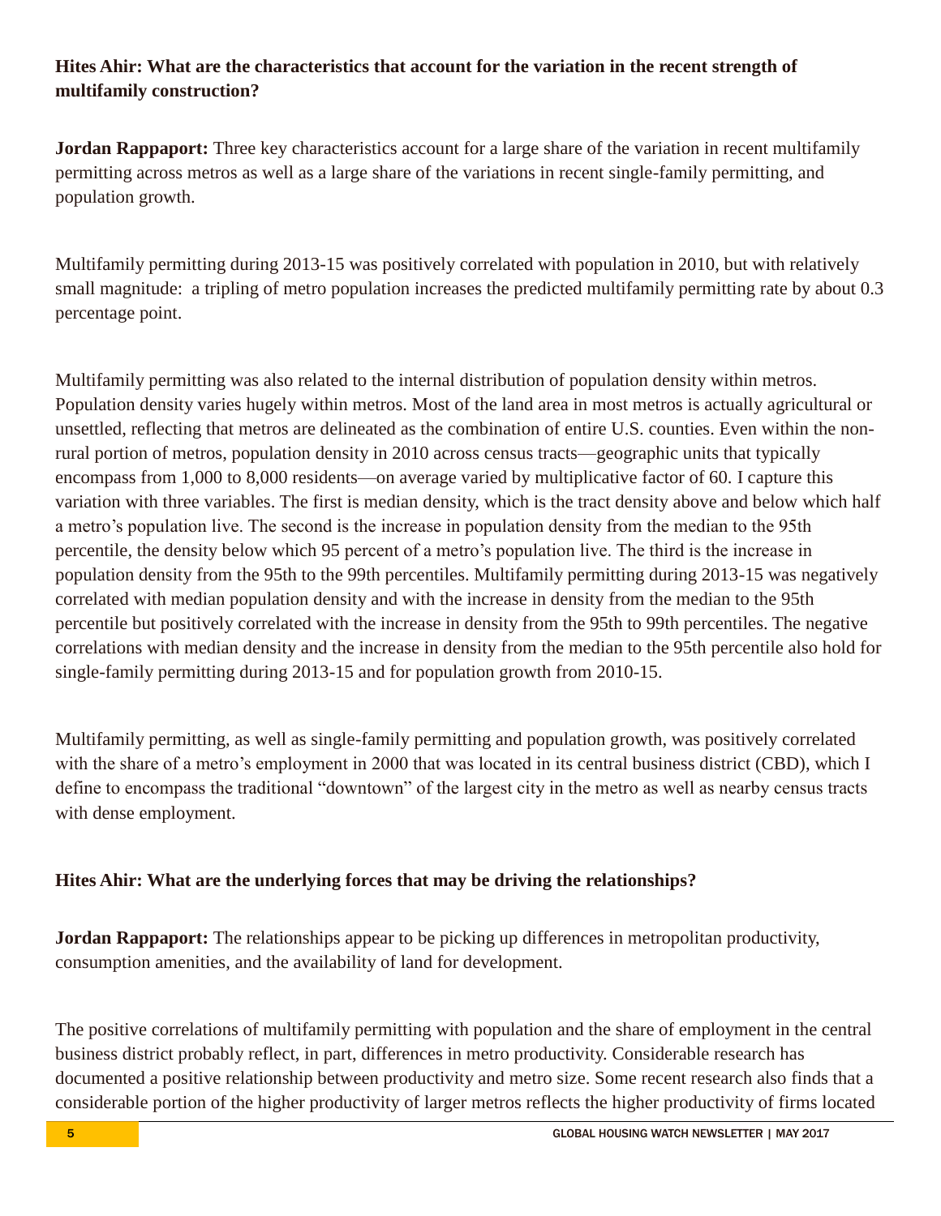**Hites Ahir: What are the characteristics that account for the variation in the recent strength of multifamily construction?**

**Jordan Rappaport:** Three key characteristics account for a large share of the variation in recent multifamily permitting across metros as well as a large share of the variations in recent single-family permitting, and population growth.

Multifamily permitting during 2013-15 was positively correlated with population in 2010, but with relatively small magnitude: a tripling of metro population increases the predicted multifamily permitting rate by about 0.3 percentage point.

Multifamily permitting was also related to the internal distribution of population density within metros. Population density varies hugely within metros. Most of the land area in most metros is actually agricultural or unsettled, reflecting that metros are delineated as the combination of entire U.S. counties. Even within the non-rural portion of metros, population density in 2010 across census tracts—geographic units that typically encompass from 1,000 to 8,000 residents—on average varied by multiplicative factor of 60. I capture this variation with three variables. The first is median density, which is the tract density above and below which half a metro's population live. The second is the increase in population density from the median to the 95th percentile, the density below which 95 percent of a metro's population live. The third is the increase in population density from the 95th to the 99th percentiles. Multifamily permitting during 2013-15 was negatively correlated with median population density and with the increase in density from the median to the 95th percentile but positively correlated with the increase in density from the 95th to 99th percentiles. The negative correlations with median density and the increase in density from the median to the 95th percentile also hold for single-family permitting during 2013-15 and for population growth from 2010-15.

Multifamily permitting, as well as single-family permitting and population growth, was positively correlated with the share of a metro's employment in 2000 that was located in its central business district (CBD), which I define to encompass the traditional "downtown" of the largest city in the metro as well as nearby census tracts with dense employment.

**Hites Ahir: What are the underlying forces that may be driving the relationships?**

**Jordan Rappaport:** The relationships appear to be picking up differences in metropolitan productivity, consumption amenities, and the availability of land for development.

The positive correlations of multifamily permitting with population and the share of employment in the central business district probably reflect, in part, differences in metro productivity. Considerable research has documented a positive relationship between productivity and metro size. Some recent research also finds that a considerable portion of the higher productivity of larger metros reflects the higher productivity of firms located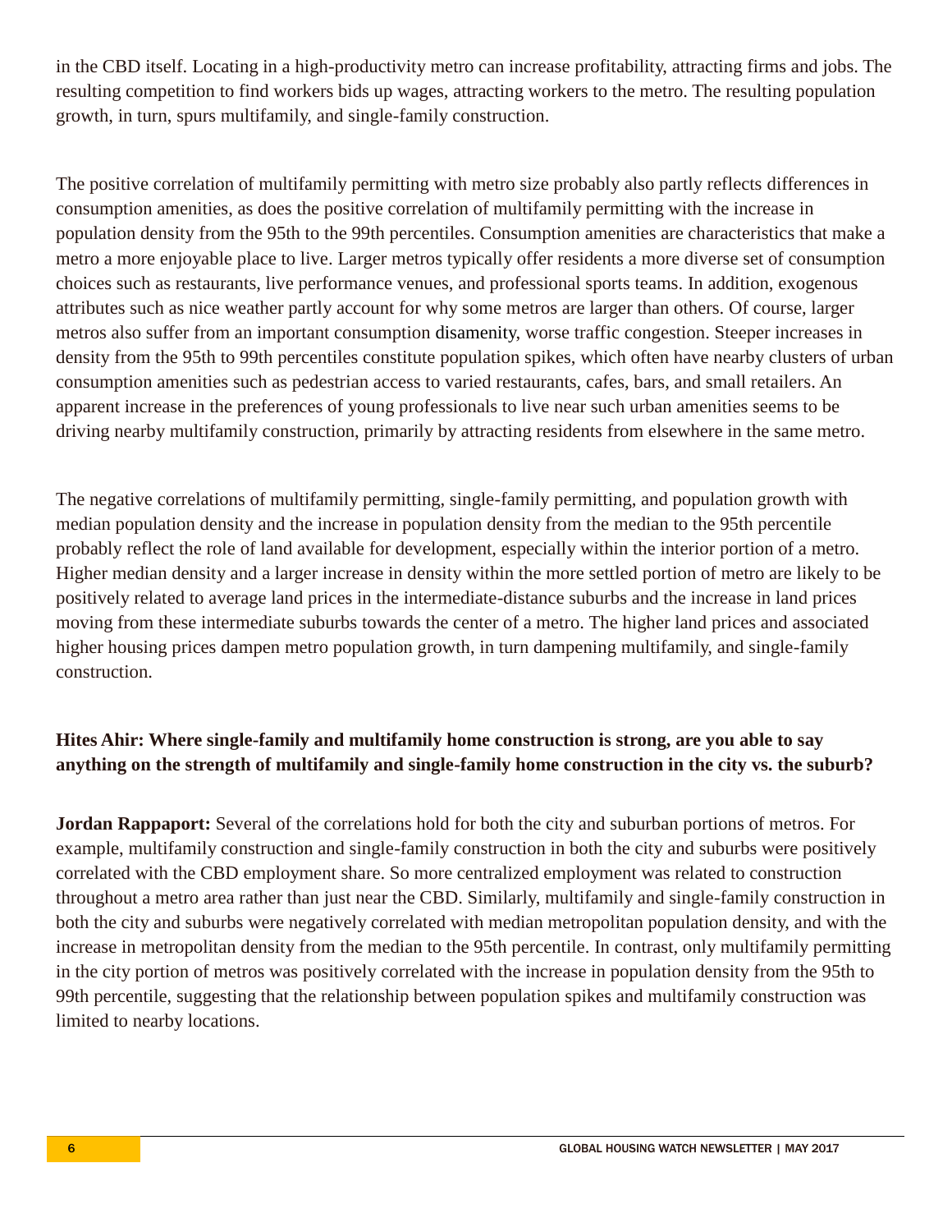in the CBD itself. Locating in a high-productivity metro can increase profitability, attracting firms and jobs. The resulting competition to find workers bids up wages, attracting workers to the metro. The resulting population growth, in turn, spurs multifamily, and single-family construction.

The positive correlation of multifamily permitting with metro size probably also partly reflects differences in consumption amenities, as does the positive correlation of multifamily permitting with the increase in population density from the 95th to the 99th percentiles. Consumption amenities are characteristics that make a metro a more enjoyable place to live. Larger metros typically offer residents a more diverse set of consumption choices such as restaurants, live performance venues, and professional sports teams. In addition, exogenous attributes such as nice weather partly account for why some metros are larger than others. Of course, larger metros also suffer from an important consumption disamenity, worse traffic congestion. Steeper increases in density from the 95th to 99th percentiles constitute population spikes, which often have nearby clusters of urban consumption amenities such as pedestrian access to varied restaurants, cafes, bars, and small retailers. An apparent increase in the preferences of young professionals to live near such urban amenities seems to be driving nearby multifamily construction, primarily by attracting residents from elsewhere in the same metro.

The negative correlations of multifamily permitting, single-family permitting, and population growth with median population density and the increase in population density from the median to the 95th percentile probably reflect the role of land available for development, especially within the interior portion of a metro. Higher median density and a larger increase in density within the more settled portion of metro are likely to be positively related to average land prices in the intermediate-distance suburbs and the increase in land prices moving from these intermediate suburbs towards the center of a metro. The higher land prices and associated higher housing prices dampen metro population growth, in turn dampening multifamily, and single-family construction.

**Hites Ahir: Where single-family and multifamily home construction is strong, are you able to say anything on the strength of multifamily and single-family home construction in the city vs. the suburb?**

**Jordan Rappaport:** Several of the correlations hold for both the city and suburban portions of metros. For example, multifamily construction and single-family construction in both the city and suburbs were positively correlated with the CBD employment share. So more centralized employment was related to construction throughout a metro area rather than just near the CBD. Similarly, multifamily and single-family construction in both the city and suburbs were negatively correlated with median metropolitan population density, and with the increase in metropolitan density from the median to the 95th percentile. In contrast, only multifamily permitting in the city portion of metros was positively correlated with the increase in population density from the 95th to 99th percentile, suggesting that the relationship between population spikes and multifamily construction was limited to nearby locations.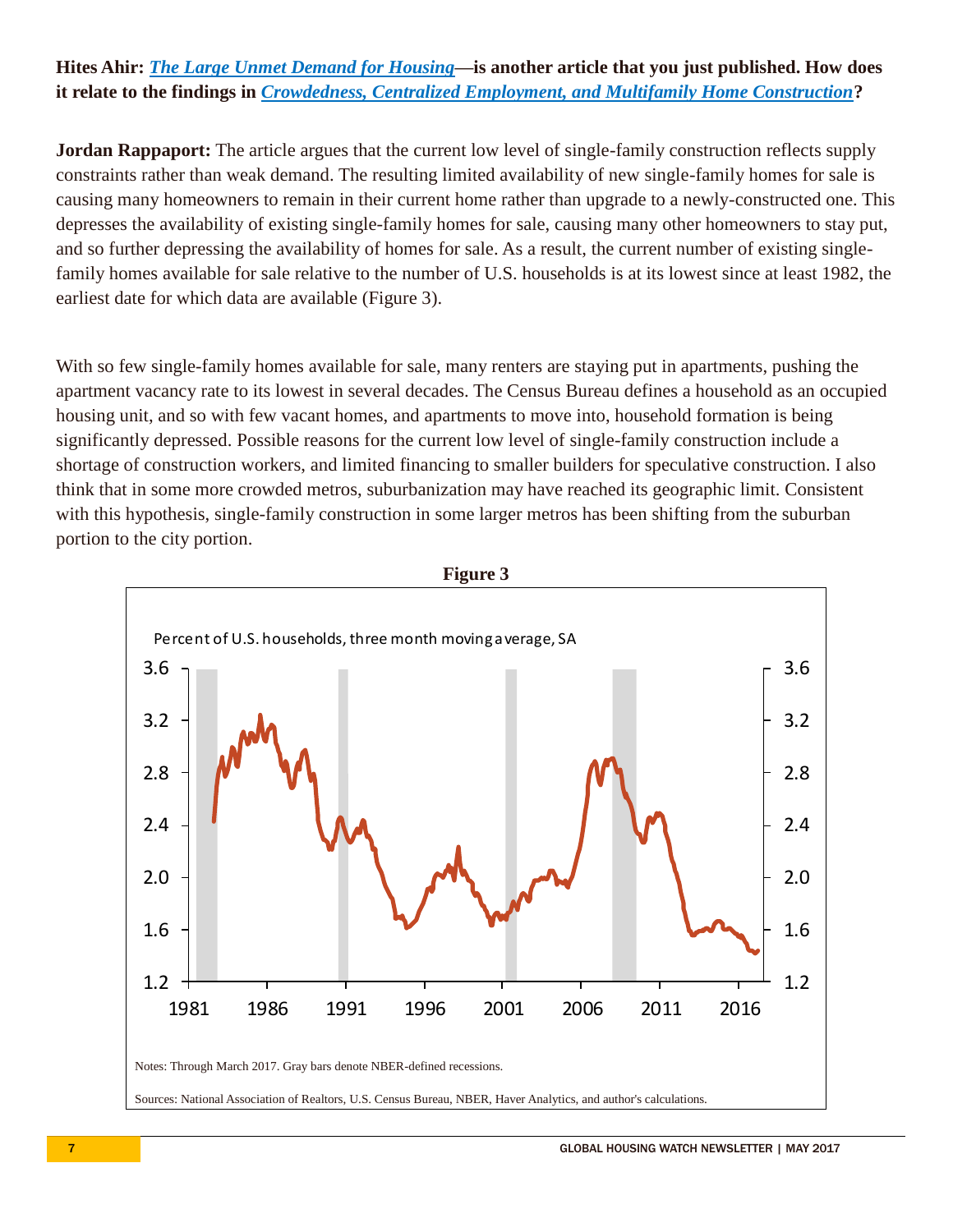**Hites Ahir: *[The Large Unmet Demand for Housing](#)*—is another article that you just published. How does it relate to the findings in *[Crowdedness, Centralized Employment, and Multifamily Home Construction](#)*?**

**Jordan Rappaport:** The article argues that the current low level of single-family construction reflects supply constraints rather than weak demand. The resulting limited availability of new single-family homes for sale is causing many homeowners to remain in their current home rather than upgrade to a newly-constructed one. This depresses the availability of existing single-family homes for sale, causing many other homeowners to stay put, and so further depressing the availability of homes for sale. As a result, the current number of existing single-family homes available for sale relative to the number of U.S. households is at its lowest since at least 1982, the earliest date for which data are available (Figure 3).

With so few single-family homes available for sale, many renters are staying put in apartments, pushing the apartment vacancy rate to its lowest in several decades. The Census Bureau defines a household as an occupied housing unit, and so with few vacant homes, and apartments to move into, household formation is being significantly depressed. Possible reasons for the current low level of single-family construction include a shortage of construction workers, and limited financing to smaller builders for speculative construction. I also think that in some more crowded metros, suburbanization may have reached its geographic limit. Consistent with this hypothesis, single-family construction in some larger metros has been shifting from the suburban portion to the city portion.

**Figure 3**

Percent of U.S. households, three month moving average, SA

Notes: Through March 2017. Gray bars denote NBER-defined recessions.

Sources: National Association of Realtors, U.S. Census Bureau, NBER, Haver Analytics, and author's calculations.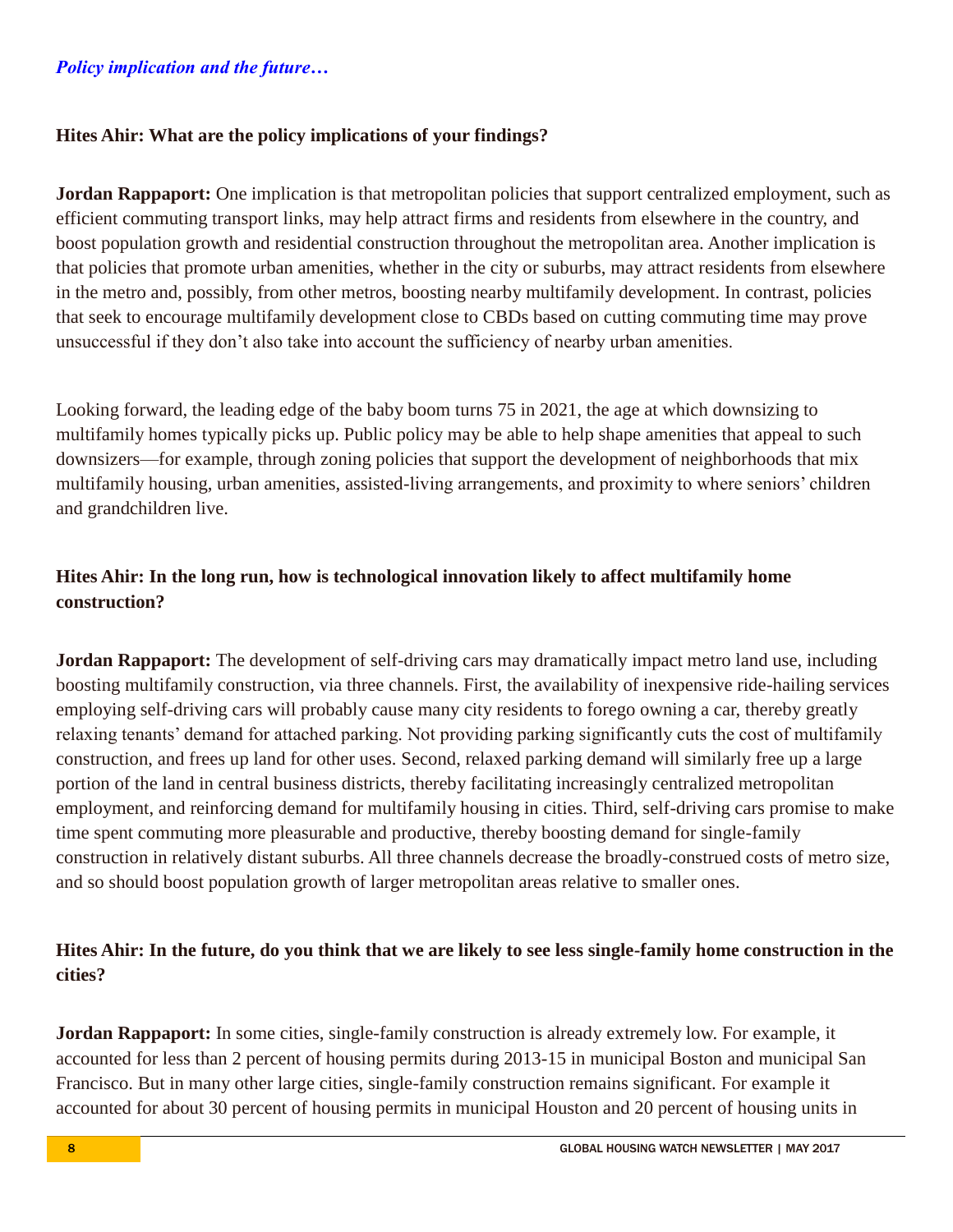*Policy implication and the future…*

**Hites Ahir: What are the policy implications of your findings?**

**Jordan Rappaport:** One implication is that metropolitan policies that support centralized employment, such as efficient commuting transport links, may help attract firms and residents from elsewhere in the country, and boost population growth and residential construction throughout the metropolitan area. Another implication is that policies that promote urban amenities, whether in the city or suburbs, may attract residents from elsewhere in the metro and, possibly, from other metros, boosting nearby multifamily development. In contrast, policies that seek to encourage multifamily development close to CBDs based on cutting commuting time may prove unsuccessful if they don't also take into account the sufficiency of nearby urban amenities.

Looking forward, the leading edge of the baby boom turns 75 in 2021, the age at which downsizing to multifamily homes typically picks up. Public policy may be able to help shape amenities that appeal to such downsizers—for example, through zoning policies that support the development of neighborhoods that mix multifamily housing, urban amenities, assisted-living arrangements, and proximity to where seniors' children and grandchildren live.

**Hites Ahir: In the long run, how is technological innovation likely to affect multifamily home construction?**

**Jordan Rappaport:** The development of self-driving cars may dramatically impact metro land use, including boosting multifamily construction, via three channels. First, the availability of inexpensive ride-hailing services employing self-driving cars will probably cause many city residents to forego owning a car, thereby greatly relaxing tenants' demand for attached parking. Not providing parking significantly cuts the cost of multifamily construction, and frees up land for other uses. Second, relaxed parking demand will similarly free up a large portion of the land in central business districts, thereby facilitating increasingly centralized metropolitan employment, and reinforcing demand for multifamily housing in cities. Third, self-driving cars promise to make time spent commuting more pleasurable and productive, thereby boosting demand for single-family construction in relatively distant suburbs. All three channels decrease the broadly-construed costs of metro size, and so should boost population growth of larger metropolitan areas relative to smaller ones.

**Hites Ahir: In the future, do you think that we are likely to see less single-family home construction in the cities?**

**Jordan Rappaport:** In some cities, single-family construction is already extremely low. For example, it accounted for less than 2 percent of housing permits during 2013-15 in municipal Boston and municipal San Francisco. But in many other large cities, single-family construction remains significant. For example it accounted for about 30 percent of housing permits in municipal Houston and 20 percent of housing units in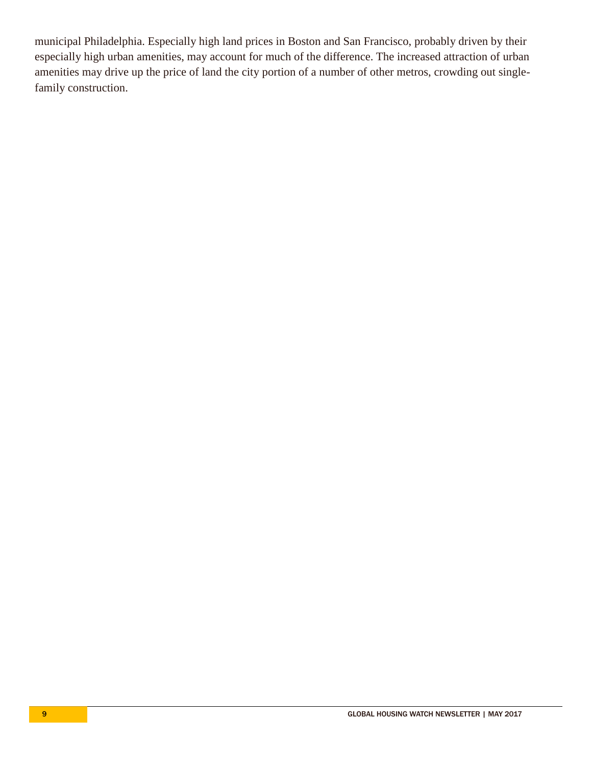municipal Philadelphia. Especially high land prices in Boston and San Francisco, probably driven by their especially high urban amenities, may account for much of the difference. The increased attraction of urban amenities may drive up the price of land the city portion of a number of other metros, crowding out single-family construction.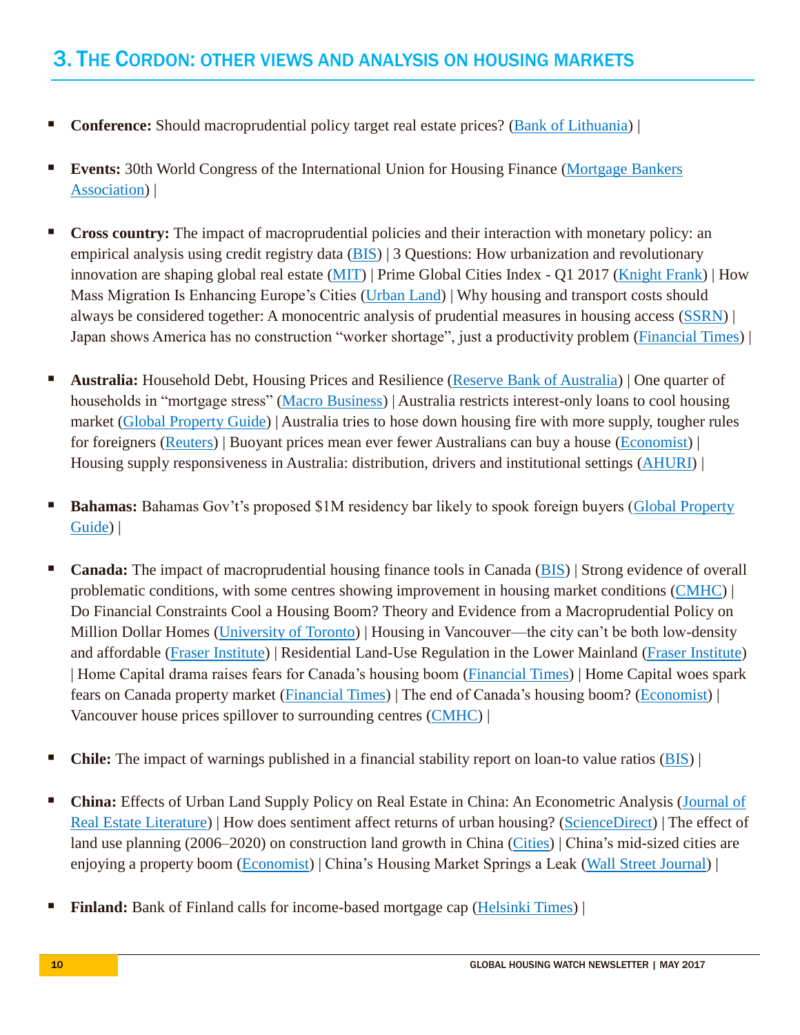## 3. The Cordon: other views and analysis on housing markets

- **Conference:** Should macroprudential policy target real estate prices? (Bank of Lithuania) |

- **Events:** 30th World Congress of the International Union for Housing Finance (Mortgage Bankers Association) |

- **Cross country:** The impact of macroprudential policies and their interaction with monetary policy: an empirical analysis using credit registry data (BIS) | 3 Questions: How urbanization and revolutionary innovation are shaping global real estate (MIT) | Prime Global Cities Index - Q1 2017 (Knight Frank) | How Mass Migration Is Enhancing Europe's Cities (Urban Land) | Why housing and transport costs should always be considered together: A monocentric analysis of prudential measures in housing access (SSRN) | Japan shows America has no construction "worker shortage", just a productivity problem (Financial Times) |

- **Australia:** Household Debt, Housing Prices and Resilience (Reserve Bank of Australia) | One quarter of households in "mortgage stress" (Macro Business) | Australia restricts interest-only loans to cool housing market (Global Property Guide) | Australia tries to hose down housing fire with more supply, tougher rules for foreigners (Reuters) | Buoyant prices mean ever fewer Australians can buy a house (Economist) | Housing supply responsiveness in Australia: distribution, drivers and institutional settings (AHURI) |

- **Bahamas:** Bahamas Gov't's proposed $1M residency bar likely to spook foreign buyers (Global Property Guide) |

- **Canada:** The impact of macroprudential housing finance tools in Canada (BIS) | Strong evidence of overall problematic conditions, with some centres showing improvement in housing market conditions (CMHC) | Do Financial Constraints Cool a Housing Boom? Theory and Evidence from a Macroprudential Policy on Million Dollar Homes (University of Toronto) | Housing in Vancouver—the city can't be both low-density and affordable (Fraser Institute) | Residential Land-Use Regulation in the Lower Mainland (Fraser Institute) | Home Capital drama raises fears for Canada's housing boom (Financial Times) | Home Capital woes spark fears on Canada property market (Financial Times) | The end of Canada's housing boom? (Economist) | Vancouver house prices spillover to surrounding centres (CMHC) |

- **Chile:** The impact of warnings published in a financial stability report on loan-to value ratios (BIS) |

- **China:** Effects of Urban Land Supply Policy on Real Estate in China: An Econometric Analysis (Journal of Real Estate Literature) | How does sentiment affect returns of urban housing? (ScienceDirect) | The effect of land use planning (2006–2020) on construction land growth in China (Cities) | China's mid-sized cities are enjoying a property boom (Economist) | China's Housing Market Springs a Leak (Wall Street Journal) |

- **Finland:** Bank of Finland calls for income-based mortgage cap (Helsinki Times) |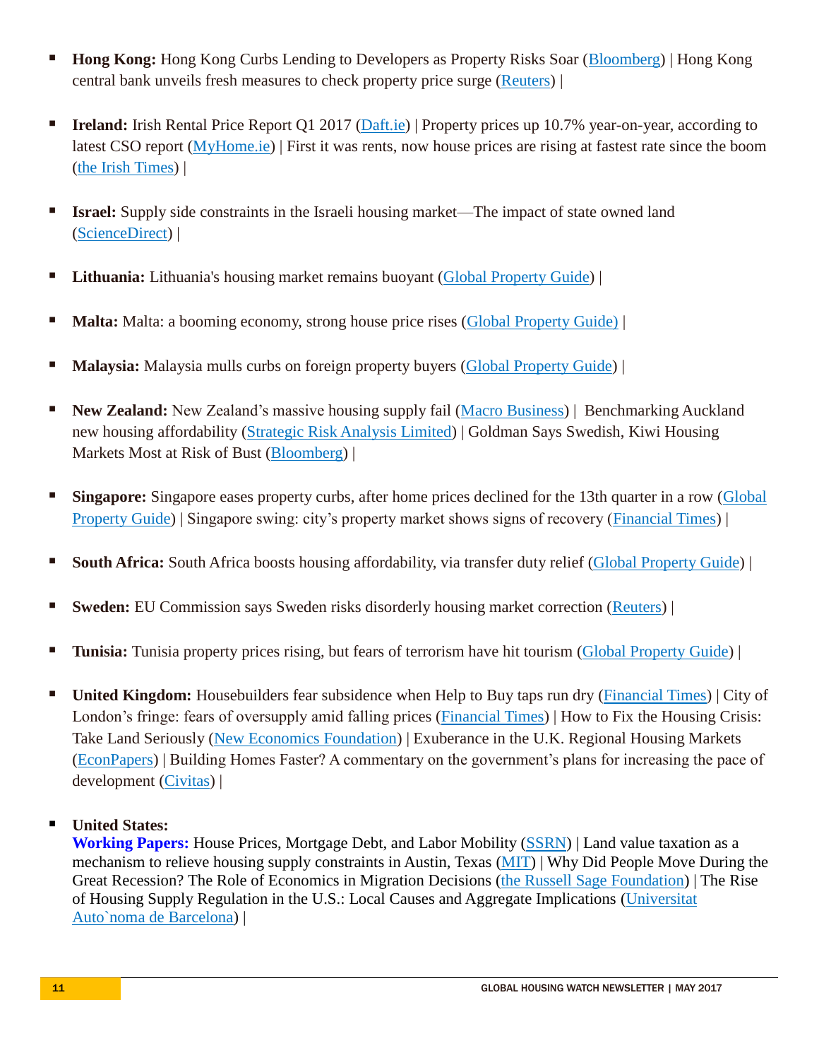- **Hong Kong:** Hong Kong Curbs Lending to Developers as Property Risks Soar (Bloomberg) | Hong Kong central bank unveils fresh measures to check property price surge (Reuters) |

- **Ireland:** Irish Rental Price Report Q1 2017 (Daft.ie) | Property prices up 10.7% year-on-year, according to latest CSO report (MyHome.ie) | First it was rents, now house prices are rising at fastest rate since the boom (the Irish Times) |

- **Israel:** Supply side constraints in the Israeli housing market—The impact of state owned land (ScienceDirect) |

- **Lithuania:** Lithuania's housing market remains buoyant (Global Property Guide) |

- **Malta:** Malta: a booming economy, strong house price rises (Global Property Guide) |

- **Malaysia:** Malaysia mulls curbs on foreign property buyers (Global Property Guide) |

- **New Zealand:** New Zealand's massive housing supply fail (Macro Business) | Benchmarking Auckland new housing affordability (Strategic Risk Analysis Limited) | Goldman Says Swedish, Kiwi Housing Markets Most at Risk of Bust (Bloomberg) |

- **Singapore:** Singapore eases property curbs, after home prices declined for the 13th quarter in a row (Global Property Guide) | Singapore swing: city's property market shows signs of recovery (Financial Times) |

- **South Africa:** South Africa boosts housing affordability, via transfer duty relief (Global Property Guide) |

- **Sweden:** EU Commission says Sweden risks disorderly housing market correction (Reuters) |

- **Tunisia:** Tunisia property prices rising, but fears of terrorism have hit tourism (Global Property Guide) |

- **United Kingdom:** Housebuilders fear subsidence when Help to Buy taps run dry (Financial Times) | City of London's fringe: fears of oversupply amid falling prices (Financial Times) | How to Fix the Housing Crisis: Take Land Seriously (New Economics Foundation) | Exuberance in the U.K. Regional Housing Markets (EconPapers) | Building Homes Faster? A commentary on the government's plans for increasing the pace of development (Civitas) |

- **United States:**
  **Working Papers:** House Prices, Mortgage Debt, and Labor Mobility (SSRN) | Land value taxation as a mechanism to relieve housing supply constraints in Austin, Texas (MIT) | Why Did People Move During the Great Recession? The Role of Economics in Migration Decisions (the Russell Sage Foundation) | The Rise of Housing Supply Regulation in the U.S.: Local Causes and Aggregate Implications (Universitat Auto`noma de Barcelona) |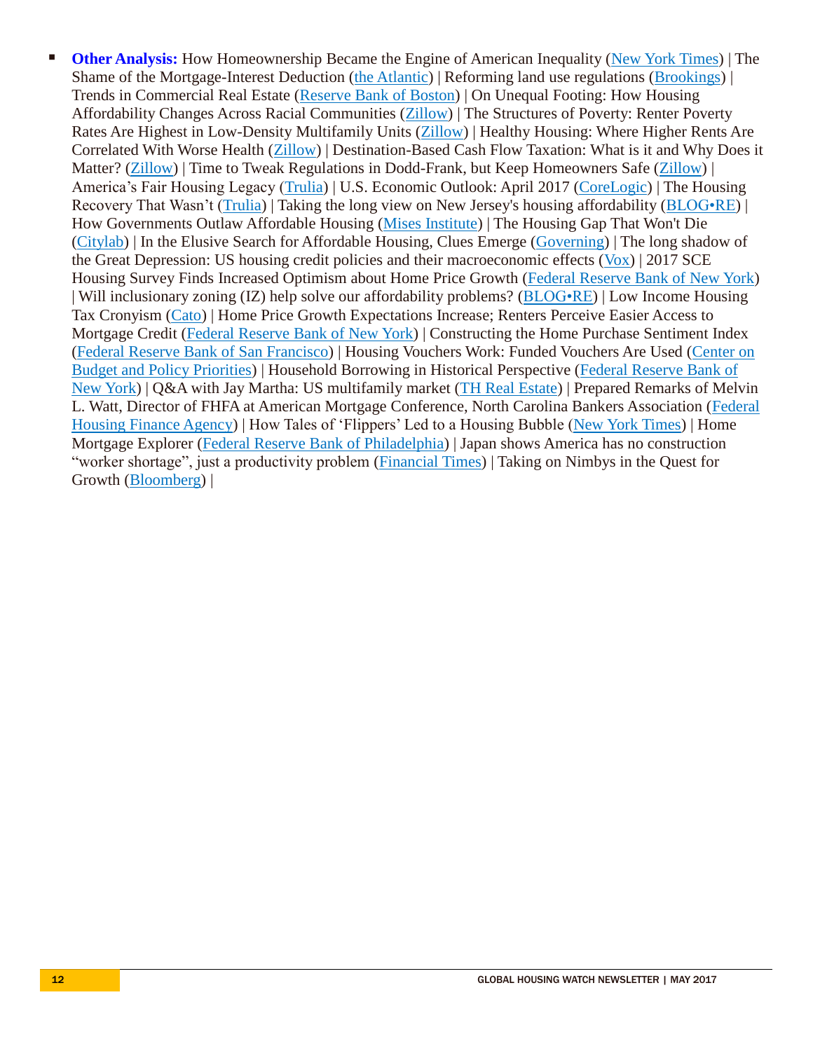- **Other Analysis:** How Homeownership Became the Engine of American Inequality (New York Times) | The Shame of the Mortgage-Interest Deduction (the Atlantic) | Reforming land use regulations (Brookings) | Trends in Commercial Real Estate (Reserve Bank of Boston) | On Unequal Footing: How Housing Affordability Changes Across Racial Communities (Zillow) | The Structures of Poverty: Renter Poverty Rates Are Highest in Low-Density Multifamily Units (Zillow) | Healthy Housing: Where Higher Rents Are Correlated With Worse Health (Zillow) | Destination-Based Cash Flow Taxation: What is it and Why Does it Matter? (Zillow) | Time to Tweak Regulations in Dodd-Frank, but Keep Homeowners Safe (Zillow) | America's Fair Housing Legacy (Trulia) | U.S. Economic Outlook: April 2017 (CoreLogic) | The Housing Recovery That Wasn't (Trulia) | Taking the long view on New Jersey's housing affordability (BLOG•RE) | How Governments Outlaw Affordable Housing (Mises Institute) | The Housing Gap That Won't Die (Citylab) | In the Elusive Search for Affordable Housing, Clues Emerge (Governing) | The long shadow of the Great Depression: US housing credit policies and their macroeconomic effects (Vox) | 2017 SCE Housing Survey Finds Increased Optimism about Home Price Growth (Federal Reserve Bank of New York) | Will inclusionary zoning (IZ) help solve our affordability problems? (BLOG•RE) | Low Income Housing Tax Cronyism (Cato) | Home Price Growth Expectations Increase; Renters Perceive Easier Access to Mortgage Credit (Federal Reserve Bank of New York) | Constructing the Home Purchase Sentiment Index (Federal Reserve Bank of San Francisco) | Housing Vouchers Work: Funded Vouchers Are Used (Center on Budget and Policy Priorities) | Household Borrowing in Historical Perspective (Federal Reserve Bank of New York) | Q&A with Jay Martha: US multifamily market (TH Real Estate) | Prepared Remarks of Melvin L. Watt, Director of FHFA at American Mortgage Conference, North Carolina Bankers Association (Federal Housing Finance Agency) | How Tales of 'Flippers' Led to a Housing Bubble (New York Times) | Home Mortgage Explorer (Federal Reserve Bank of Philadelphia) | Japan shows America has no construction "worker shortage", just a productivity problem (Financial Times) | Taking on Nimbys in the Quest for Growth (Bloomberg) |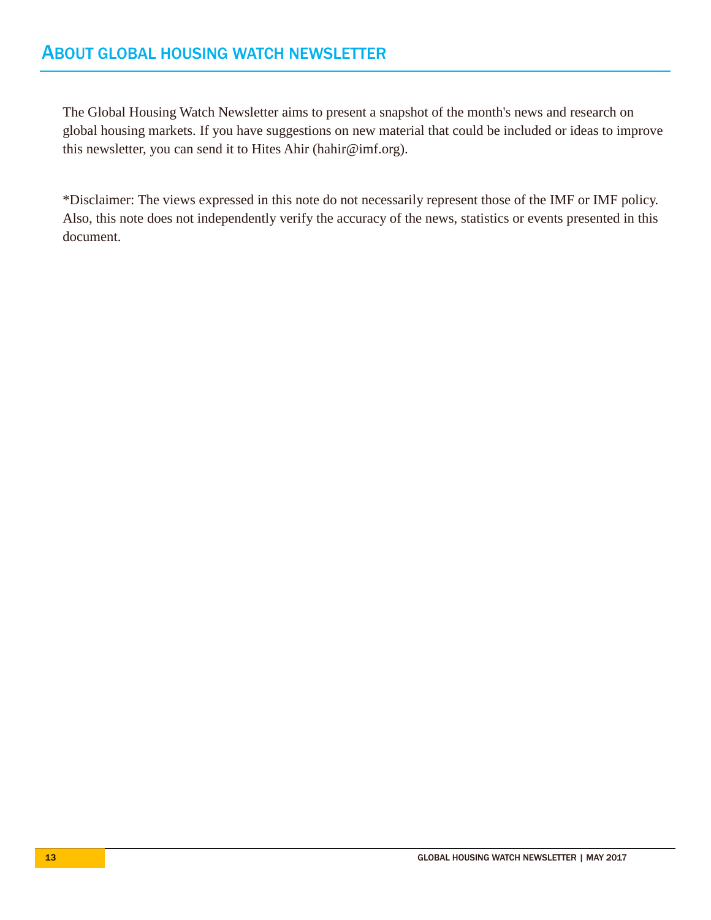## About Global Housing Watch Newsletter

The Global Housing Watch Newsletter aims to present a snapshot of the month's news and research on global housing markets. If you have suggestions on new material that could be included or ideas to improve this newsletter, you can send it to Hites Ahir (hahir@imf.org).

*Disclaimer: The views expressed in this note do not necessarily represent those of the IMF or IMF policy. Also, this note does not independently verify the accuracy of the news, statistics or events presented in this document.